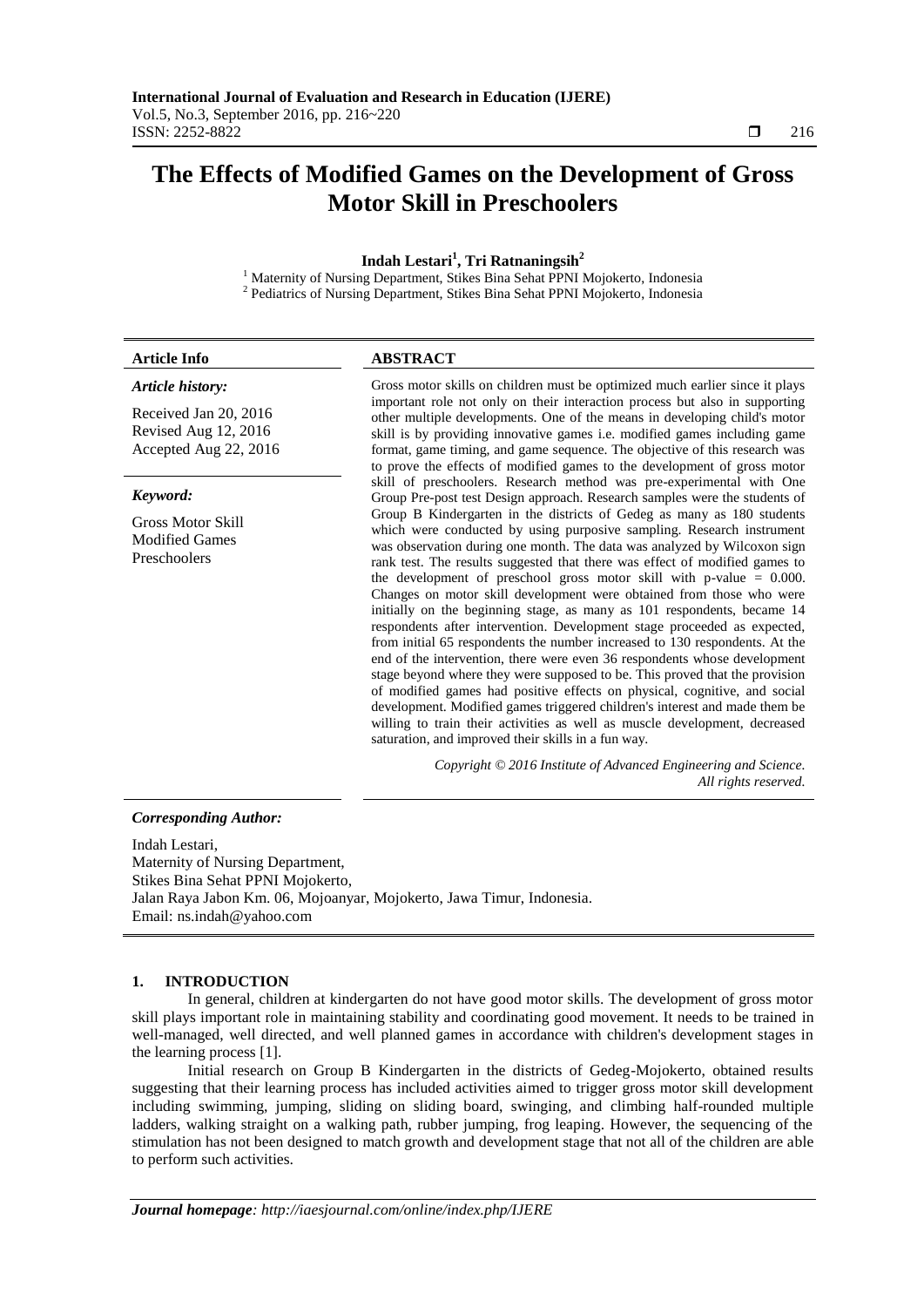# The Effects of Modified Games on the Development of Gross Motor Skill in Preschoolers

**Indah Lestari[1], Tri Ratnaningsih[2]**

[1] Maternity of Nursing Department, Stikes Bina Sehat PPNI Mojokerto, Indonesia
[2] Pediatrics of Nursing Department, Stikes Bina Sehat PPNI Mojokerto, Indonesia

**Article Info**

*Article history:*

Received Jan 20, 2016
Revised Aug 12, 2016
Accepted Aug 22, 2016

*Keyword:*

Gross Motor Skill
Modified Games
Preschoolers

**ABSTRACT**

Gross motor skills on children must be optimized much earlier since it plays important role not only on their interaction process but also in supporting other multiple developments. One of the means in developing child's motor skill is by providing innovative games i.e. modified games including game format, game timing, and game sequence. The objective of this research was to prove the effects of modified games to the development of gross motor skill of preschoolers. Research method was pre-experimental with One Group Pre-post test Design approach. Research samples were the students of Group B Kindergarten in the districts of Gedeg as many as 180 students which were conducted by using purposive sampling. Research instrument was observation during one month. The data was analyzed by Wilcoxon sign rank test. The results suggested that there was effect of modified games to the development of preschool gross motor skill with p-value = 0.000. Changes on motor skill development were obtained from those who were initially on the beginning stage, as many as 101 respondents, became 14 respondents after intervention. Development stage proceeded as expected, from initial 65 respondents the number increased to 130 respondents. At the end of the intervention, there were even 36 respondents whose development stage beyond where they were supposed to be. This proved that the provision of modified games had positive effects on physical, cognitive, and social development. Modified games triggered children's interest and made them be willing to train their activities as well as muscle development, decreased saturation, and improved their skills in a fun way.

*Copyright © 2016 Institute of Advanced Engineering and Science. All rights reserved.*

***Corresponding Author:***

Indah Lestari,
Maternity of Nursing Department,
Stikes Bina Sehat PPNI Mojokerto,
Jalan Raya Jabon Km. 06, Mojoanyar, Mojokerto, Jawa Timur, Indonesia.
Email: ns.indah@yahoo.com

## 1. INTRODUCTION

In general, children at kindergarten do not have good motor skills. The development of gross motor skill plays important role in maintaining stability and coordinating good movement. It needs to be trained in well-managed, well directed, and well planned games in accordance with children's development stages in the learning process [1].

Initial research on Group B Kindergarten in the districts of Gedeg-Mojokerto, obtained results suggesting that their learning process has included activities aimed to trigger gross motor skill development including swimming, jumping, sliding on sliding board, swinging, and climbing half-rounded multiple ladders, walking straight on a walking path, rubber jumping, frog leaping. However, the sequencing of the stimulation has not been designed to match growth and development stage that not all of the children are able to perform such activities.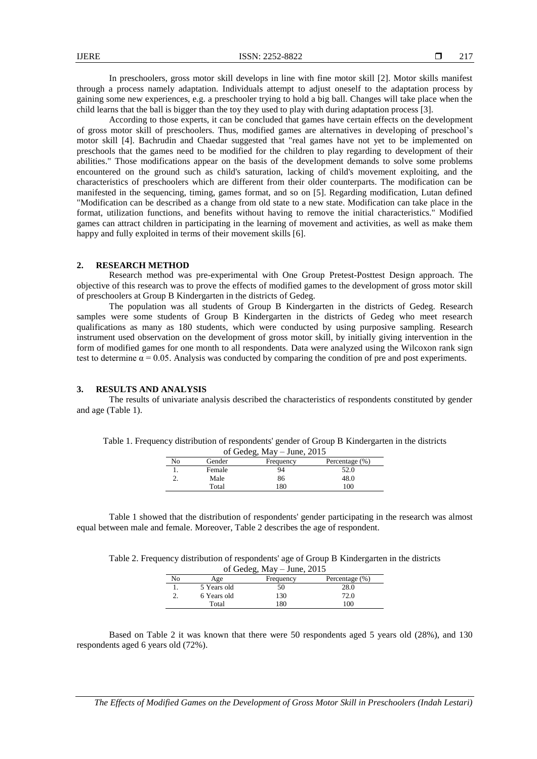In preschoolers, gross motor skill develops in line with fine motor skill [2]. Motor skills manifest through a process namely adaptation. Individuals attempt to adjust oneself to the adaptation process by gaining some new experiences, e.g. a preschooler trying to hold a big ball. Changes will take place when the child learns that the ball is bigger than the toy they used to play with during adaptation process [3].

According to those experts, it can be concluded that games have certain effects on the development of gross motor skill of preschoolers. Thus, modified games are alternatives in developing of preschool's motor skill [4]. Bachrudin and Chaedar suggested that "real games have not yet to be implemented on preschools that the games need to be modified for the children to play regarding to development of their abilities." Those modifications appear on the basis of the development demands to solve some problems encountered on the ground such as child's saturation, lacking of child's movement exploiting, and the characteristics of preschoolers which are different from their older counterparts. The modification can be manifested in the sequencing, timing, games format, and so on [5]. Regarding modification, Lutan defined "Modification can be described as a change from old state to a new state. Modification can take place in the format, utilization functions, and benefits without having to remove the initial characteristics." Modified games can attract children in participating in the learning of movement and activities, as well as make them happy and fully exploited in terms of their movement skills [6].

## 2. RESEARCH METHOD

Research method was pre-experimental with One Group Pretest-Posttest Design approach. The objective of this research was to prove the effects of modified games to the development of gross motor skill of preschoolers at Group B Kindergarten in the districts of Gedeg.

The population was all students of Group B Kindergarten in the districts of Gedeg. Research samples were some students of Group B Kindergarten in the districts of Gedeg who meet research qualifications as many as 180 students, which were conducted by using purposive sampling. Research instrument used observation on the development of gross motor skill, by initially giving intervention in the form of modified games for one month to all respondents. Data were analyzed using the Wilcoxon rank sign test to determine $\alpha = 0.05$. Analysis was conducted by comparing the condition of pre and post experiments.

## 3. RESULTS AND ANALYSIS

The results of univariate analysis described the characteristics of respondents constituted by gender and age (Table 1).

Table 1. Frequency distribution of respondents' gender of Group B Kindergarten in the districts of Gedeg, May – June, 2015

| No | Gender | Frequency | Percentage (%) |
|---|---|---|---|
| 1. | Female | 94 | 52.0 |
| 2. | Male | 86 | 48.0 |
| | Total | 180 | 100 |

Table 1 showed that the distribution of respondents' gender participating in the research was almost equal between male and female. Moreover, Table 2 describes the age of respondent.

Table 2. Frequency distribution of respondents' age of Group B Kindergarten in the districts of Gedeg, May – June, 2015

| No | Age | Frequency | Percentage (%) |
|---|---|---|---|
| 1. | 5 Years old | 50 | 28.0 |
| 2. | 6 Years old | 130 | 72.0 |
| | Total | 180 | 100 |

Based on Table 2 it was known that there were 50 respondents aged 5 years old (28%), and 130 respondents aged 6 years old (72%).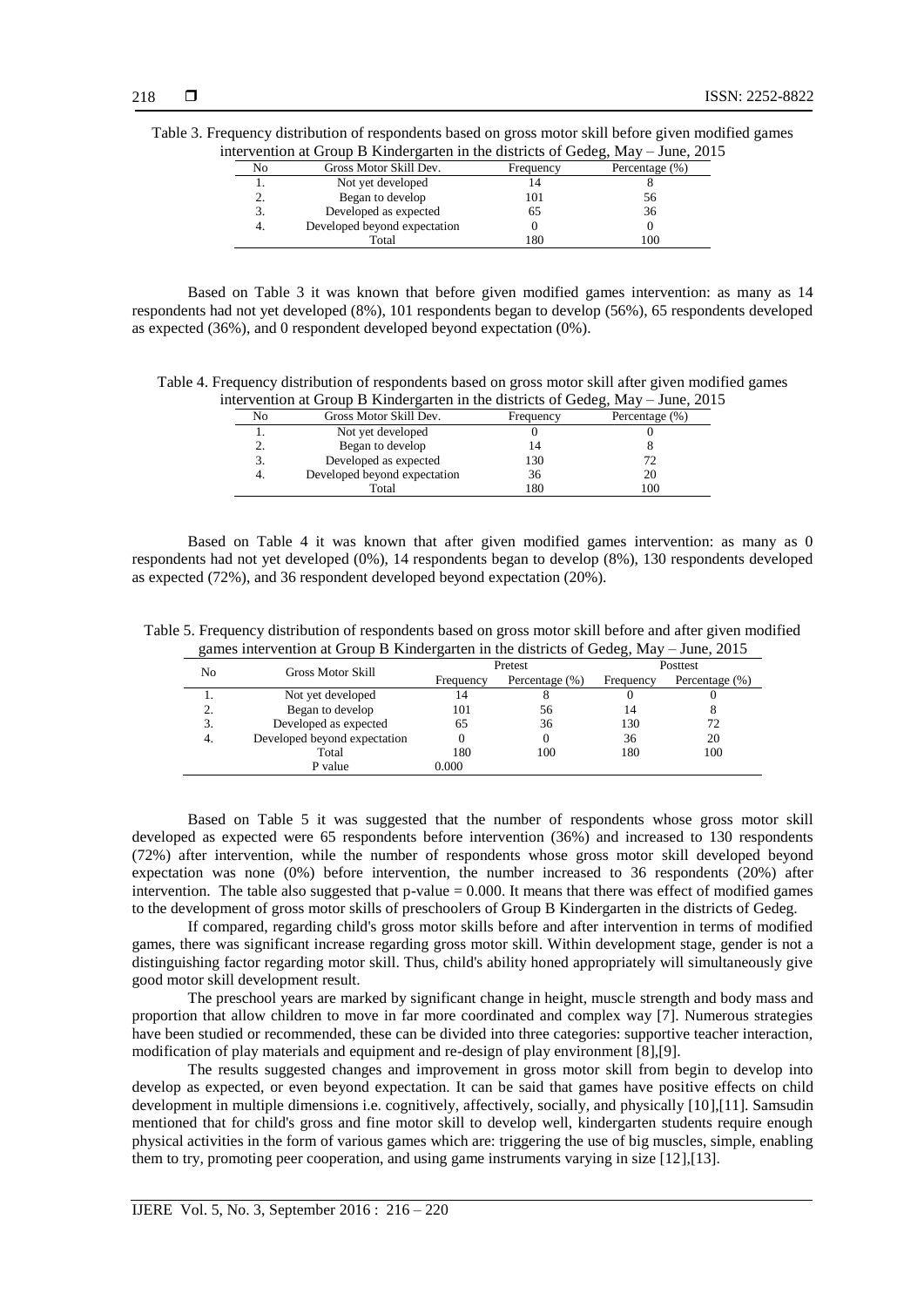Table 3. Frequency distribution of respondents based on gross motor skill before given modified games intervention at Group B Kindergarten in the districts of Gedeg, May – June, 2015

| No | Gross Motor Skill Dev. | Frequency | Percentage (%) |
|---|---|---|---|
| 1. | Not yet developed | 14 | 8 |
| 2. | Began to develop | 101 | 56 |
| 3. | Developed as expected | 65 | 36 |
| 4. | Developed beyond expectation | 0 | 0 |
| | Total | 180 | 100 |

Based on Table 3 it was known that before given modified games intervention: as many as 14 respondents had not yet developed (8%), 101 respondents began to develop (56%), 65 respondents developed as expected (36%), and 0 respondent developed beyond expectation (0%).

Table 4. Frequency distribution of respondents based on gross motor skill after given modified games intervention at Group B Kindergarten in the districts of Gedeg, May – June, 2015

| No | Gross Motor Skill Dev. | Frequency | Percentage (%) |
|---|---|---|---|
| 1. | Not yet developed | 0 | 0 |
| 2. | Began to develop | 14 | 8 |
| 3. | Developed as expected | 130 | 72 |
| 4. | Developed beyond expectation | 36 | 20 |
| | Total | 180 | 100 |

Based on Table 4 it was known that after given modified games intervention: as many as 0 respondents had not yet developed (0%), 14 respondents began to develop (8%), 130 respondents developed as expected (72%), and 36 respondent developed beyond expectation (20%).

Table 5. Frequency distribution of respondents based on gross motor skill before and after given modified games intervention at Group B Kindergarten in the districts of Gedeg, May – June, 2015

| No | Gross Motor Skill | Pretest | | Posttest | |
|---|---|---|---|---|---|
| | | Frequency | Percentage (%) | Frequency | Percentage (%) |
| 1. | Not yet developed | 14 | 8 | 0 | 0 |
| 2. | Began to develop | 101 | 56 | 14 | 8 |
| 3. | Developed as expected | 65 | 36 | 130 | 72 |
| 4. | Developed beyond expectation | 0 | 0 | 36 | 20 |
| | Total | 180 | 100 | 180 | 100 |
| | P value | 0.000 | | | |

Based on Table 5 it was suggested that the number of respondents whose gross motor skill developed as expected were 65 respondents before intervention (36%) and increased to 130 respondents (72%) after intervention, while the number of respondents whose gross motor skill developed beyond expectation was none (0%) before intervention, the number increased to 36 respondents (20%) after intervention. The table also suggested that p-value = 0.000. It means that there was effect of modified games to the development of gross motor skills of preschoolers of Group B Kindergarten in the districts of Gedeg.

If compared, regarding child's gross motor skills before and after intervention in terms of modified games, there was significant increase regarding gross motor skill. Within development stage, gender is not a distinguishing factor regarding motor skill. Thus, child's ability honed appropriately will simultaneously give good motor skill development result.

The preschool years are marked by significant change in height, muscle strength and body mass and proportion that allow children to move in far more coordinated and complex way [7]. Numerous strategies have been studied or recommended, these can be divided into three categories: supportive teacher interaction, modification of play materials and equipment and re-design of play environment [8],[9].

The results suggested changes and improvement in gross motor skill from begin to develop into develop as expected, or even beyond expectation. It can be said that games have positive effects on child development in multiple dimensions i.e. cognitively, affectively, socially, and physically [10],[11]. Samsudin mentioned that for child's gross and fine motor skill to develop well, kindergarten students require enough physical activities in the form of various games which are: triggering the use of big muscles, simple, enabling them to try, promoting peer cooperation, and using game instruments varying in size [12],[13].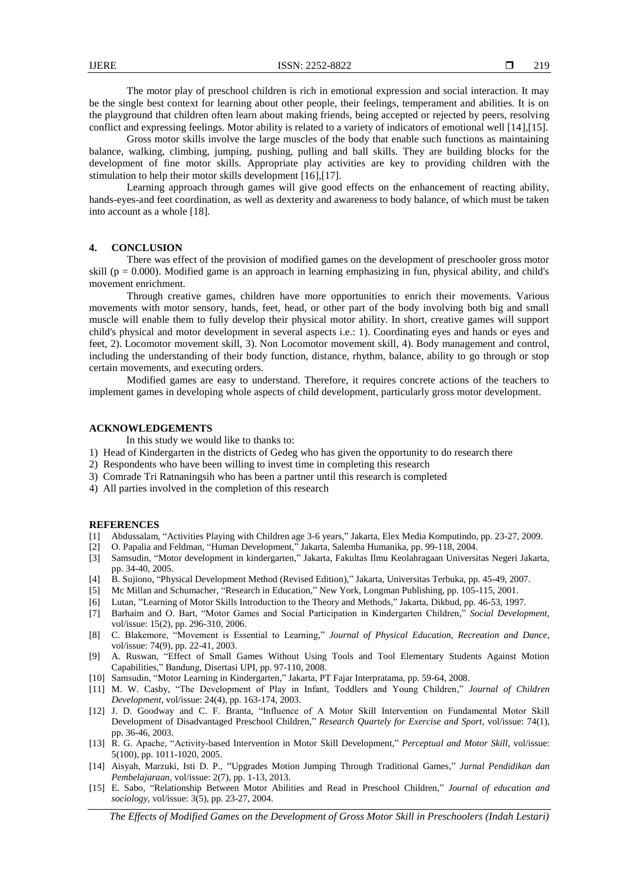The motor play of preschool children is rich in emotional expression and social interaction. It may be the single best context for learning about other people, their feelings, temperament and abilities. It is on the playground that children often learn about making friends, being accepted or rejected by peers, resolving conflict and expressing feelings. Motor ability is related to a variety of indicators of emotional well [14],[15].

Gross motor skills involve the large muscles of the body that enable such functions as maintaining balance, walking, climbing, jumping, pushing, pulling and ball skills. They are building blocks for the development of fine motor skills. Appropriate play activities are key to providing children with the stimulation to help their motor skills development [16],[17].

Learning approach through games will give good effects on the enhancement of reacting ability, hands-eyes-and feet coordination, as well as dexterity and awareness to body balance, of which must be taken into account as a whole [18].

## 4. CONCLUSION

There was effect of the provision of modified games on the development of preschooler gross motor skill ($p = 0.000$). Modified game is an approach in learning emphasizing in fun, physical ability, and child's movement enrichment.

Through creative games, children have more opportunities to enrich their movements. Various movements with motor sensory, hands, feet, head, or other part of the body involving both big and small muscle will enable them to fully develop their physical motor ability. In short, creative games will support child's physical and motor development in several aspects i.e.: 1). Coordinating eyes and hands or eyes and feet, 2). Locomotor movement skill, 3). Non Locomotor movement skill, 4). Body management and control, including the understanding of their body function, distance, rhythm, balance, ability to go through or stop certain movements, and executing orders.

Modified games are easy to understand. Therefore, it requires concrete actions of the teachers to implement games in developing whole aspects of child development, particularly gross motor development.

## ACKNOWLEDGEMENTS

In this study we would like to thanks to:

1) Head of Kindergarten in the districts of Gedeg who has given the opportunity to do research there
2) Respondents who have been willing to invest time in completing this research
3) Comrade Tri Ratnaningsih who has been a partner until this research is completed
4) All parties involved in the completion of this research

## REFERENCES

[1] Abdussalam, "Activities Playing with Children age 3-6 years," Jakarta, Elex Media Komputindo, pp. 23-27, 2009.

[2] O. Papalia and Feldman, "Human Development," Jakarta, Salemba Humanika, pp. 99-118, 2004.

[3] Samsudin, "Motor development in kindergarten," Jakarta, Fakultas Ilmu Keolahragaan Universitas Negeri Jakarta, pp. 34-40, 2005.

[4] B. Sujiono, "Physical Development Method (Revised Edition)," Jakarta, Universitas Terbuka, pp. 45-49, 2007.

[5] Mc Millan and Schumacher, "Research in Education," New York, Longman Publishing, pp. 105-115, 2001.

[6] Lutan, "Learning of Motor Skills Introduction to the Theory and Methods," Jakarta, Dikbud, pp. 46-53, 1997.

[7] Barhaim and O. Bart, "Motor Games and Social Participation in Kindergarten Children," *Social Development*, vol/issue: 15(2), pp. 296-310, 2006.

[8] C. Blakemore, "Movement is Essential to Learning," *Journal of Physical Education, Recreation and Dance*, vol/issue: 74(9), pp. 22-41, 2003.

[9] A. Ruswan, "Effect of Small Games Without Using Tools and Tool Elementary Students Against Motion Capabilities," Bandung, Disertasi UPI, pp. 97-110, 2008.

[10] Samsudin, "Motor Learning in Kindergarten," Jakarta, PT Fajar Interpratama, pp. 59-64, 2008.

[11] M. W. Casby, "The Development of Play in Infant, Toddlers and Young Children," *Journal of Children Development*, vol/issue: 24(4), pp. 163-174, 2003.

[12] J. D. Goodway and C. F. Branta, "Influence of A Motor Skill Intervention on Fundamental Motor Skill Development of Disadvantaged Preschool Children," *Research Quartely for Exercise and Sport*, vol/issue: 74(1), pp. 36-46, 2003.

[13] R. G. Apache, "Activity-based Intervention in Motor Skill Development," *Perceptual and Motor Skill*, vol/issue: 5(100), pp. 1011-1020, 2005.

[14] Aisyah, Marzuki, Isti D. P., "Upgrades Motion Jumping Through Traditional Games," *Jurnal Pendidikan dan Pembelajaraan*, vol/issue: 2(7), pp. 1-13, 2013.

[15] E. Sabo, "Relationship Between Motor Abilities and Read in Preschool Children," *Journal of education and sociology*, vol/issue: 3(5), pp. 23-27, 2004.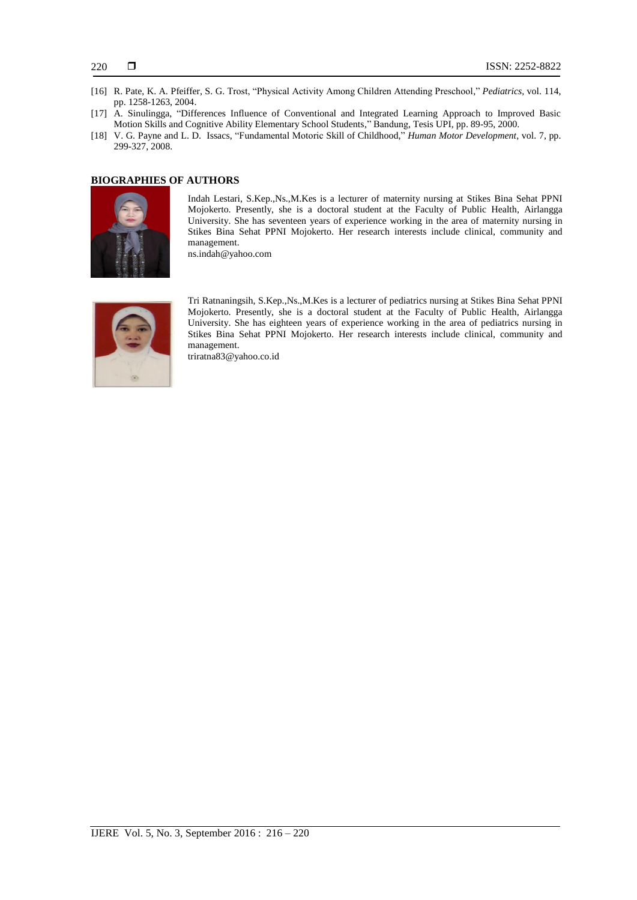[16] R. Pate, K. A. Pfeiffer, S. G. Trost, "Physical Activity Among Children Attending Preschool," *Pediatrics*, vol. 114, pp. 1258-1263, 2004.

[17] A. Sinulingga, "Differences Influence of Conventional and Integrated Learning Approach to Improved Basic Motion Skills and Cognitive Ability Elementary School Students," Bandung, Tesis UPI, pp. 89-95, 2000.

[18] V. G. Payne and L. D. Issacs, "Fundamental Motoric Skill of Childhood," *Human Motor Development*, vol. 7, pp. 299-327, 2008.

## BIOGRAPHIES OF AUTHORS

Indah Lestari, S.Kep.,Ns.,M.Kes is a lecturer of maternity nursing at Stikes Bina Sehat PPNI Mojokerto. Presently, she is a doctoral student at the Faculty of Public Health, Airlangga University. She has seventeen years of experience working in the area of maternity nursing in Stikes Bina Sehat PPNI Mojokerto. Her research interests include clinical, community and management.
ns.indah@yahoo.com

Tri Ratnaningsih, S.Kep.,Ns.,M.Kes is a lecturer of pediatrics nursing at Stikes Bina Sehat PPNI Mojokerto. Presently, she is a doctoral student at the Faculty of Public Health, Airlangga University. She has eighteen years of experience working in the area of pediatrics nursing in Stikes Bina Sehat PPNI Mojokerto. Her research interests include clinical, community and management.
triratna83@yahoo.co.id